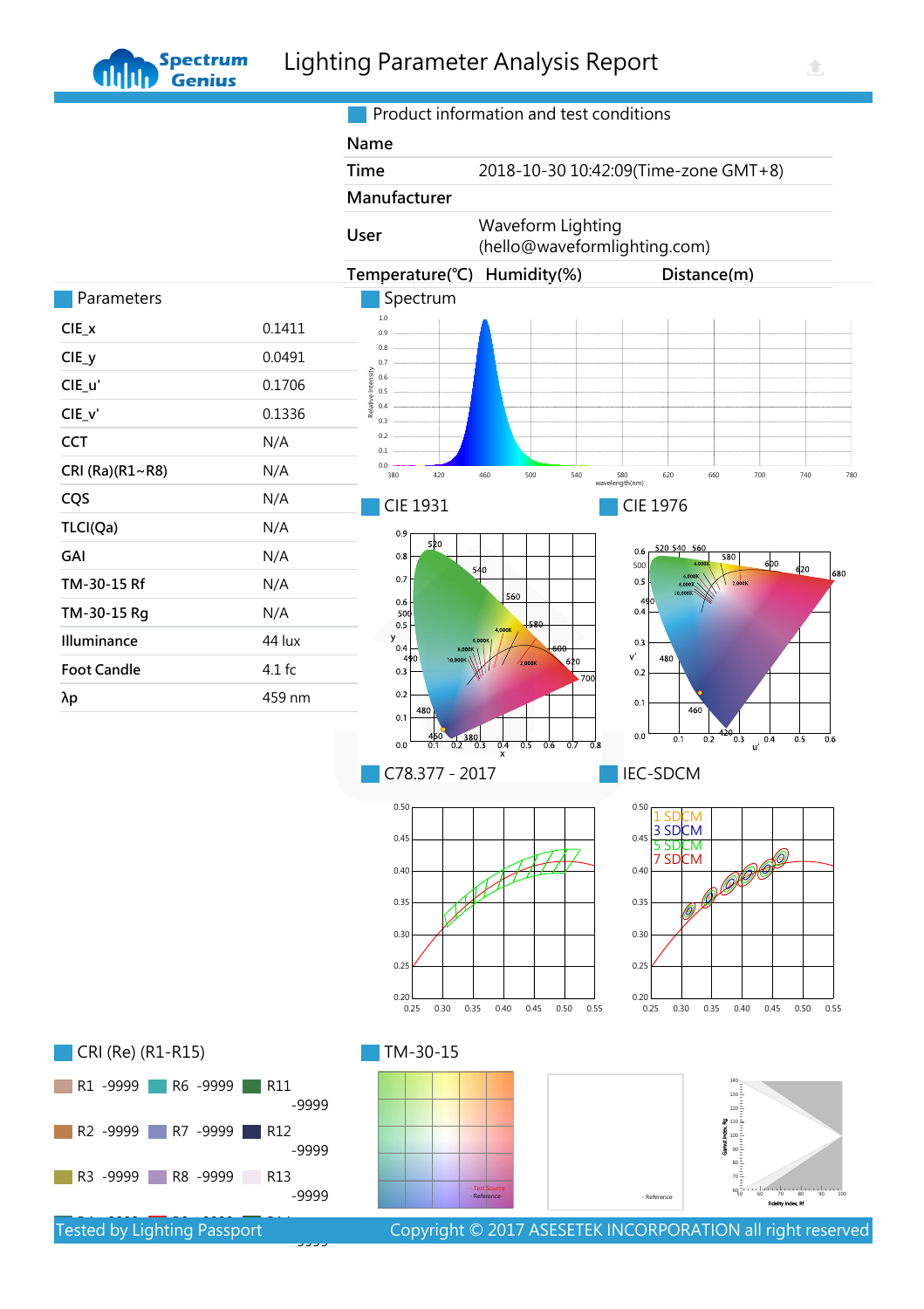# Lighting Parameter Analysis Report

## Product information and test conditions

| | |
|---|---|
| Name | |
| Time | 2018-10-30 10:42:09(Time-zone GMT+8) |
| Manufacturer | |
| User | Waveform Lighting (hello@waveformlighting.com) |

Temperature(℃) Humidity(%) Distance(m)

## Parameters

| | |
|---|---|
| CIE_x | 0.1411 |
| CIE_y | 0.0491 |
| CIE_u' | 0.1706 |
| CIE_v' | 0.1336 |
| CCT | N/A |
| CRI (Ra)(R1~R8) | N/A |
| CQS | N/A |
| TLCI(Qa) | N/A |
| GAI | N/A |
| TM-30-15 Rf | N/A |
| TM-30-15 Rg | N/A |
| Illuminance | 44 lux |
| Foot Candle | 4.1 fc |
| λp | 459 nm |

## Spectrum

## CIE 1931

## CIE 1976

## C78.377 - 2017

## IEC-SDCM

## CRI (Re) (R1-R15)

| | | |
|---|---|---|
| R1 -9999 | R6 -9999 | R11 -9999 |
| R2 -9999 | R7 -9999 | R12 -9999 |
| R3 -9999 | R8 -9999 | R13 -9999 |

## TM-30-15

Tested by Lighting Passport

Copyright © 2017 ASESETEK INCORPORATION all right reserved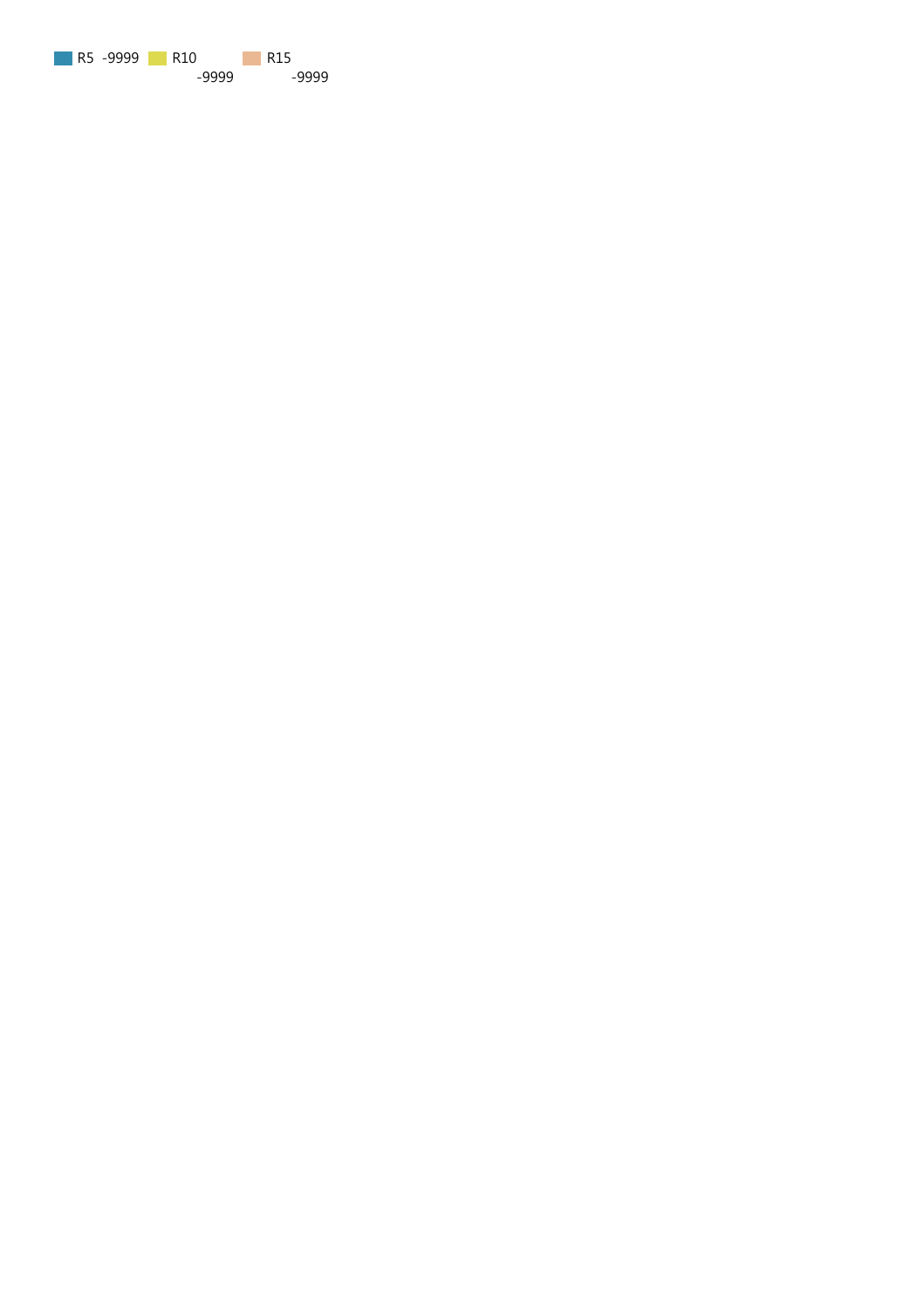R5 -9999 R10 -9999 R15 -9999